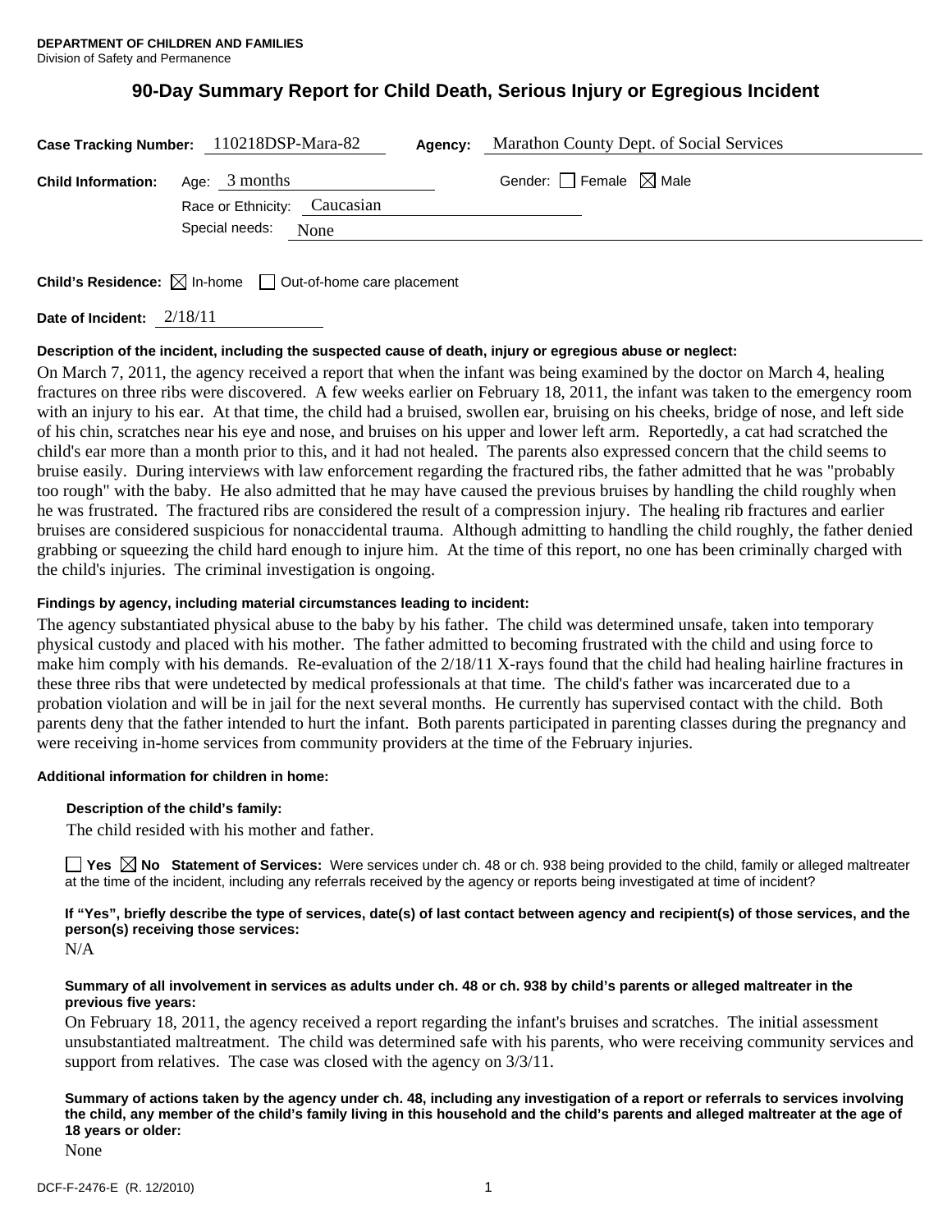**DEPARTMENT OF CHILDREN AND FAMILIES**
Division of Safety and Permanence

# 90-Day Summary Report for Child Death, Serious Injury or Egregious Incident

**Case Tracking Number:** 110218DSP-Mara-82 **Agency:** Marathon County Dept. of Social Services

**Child Information:** Age: 3 months Gender: ☐ Female ☒ Male

Race or Ethnicity: Caucasian

Special needs: None

**Child's Residence:** ☒ In-home ☐ Out-of-home care placement

**Date of Incident:** 2/18/11

**Description of the incident, including the suspected cause of death, injury or egregious abuse or neglect:**

On March 7, 2011, the agency received a report that when the infant was being examined by the doctor on March 4, healing fractures on three ribs were discovered. A few weeks earlier on February 18, 2011, the infant was taken to the emergency room with an injury to his ear. At that time, the child had a bruised, swollen ear, bruising on his cheeks, bridge of nose, and left side of his chin, scratches near his eye and nose, and bruises on his upper and lower left arm. Reportedly, a cat had scratched the child's ear more than a month prior to this, and it had not healed. The parents also expressed concern that the child seems to bruise easily. During interviews with law enforcement regarding the fractured ribs, the father admitted that he was "probably too rough" with the baby. He also admitted that he may have caused the previous bruises by handling the child roughly when he was frustrated. The fractured ribs are considered the result of a compression injury. The healing rib fractures and earlier bruises are considered suspicious for nonaccidental trauma. Although admitting to handling the child roughly, the father denied grabbing or squeezing the child hard enough to injure him. At the time of this report, no one has been criminally charged with the child's injuries. The criminal investigation is ongoing.

**Findings by agency, including material circumstances leading to incident:**

The agency substantiated physical abuse to the baby by his father. The child was determined unsafe, taken into temporary physical custody and placed with his mother. The father admitted to becoming frustrated with the child and using force to make him comply with his demands. Re-evaluation of the 2/18/11 X-rays found that the child had healing hairline fractures in these three ribs that were undetected by medical professionals at that time. The child's father was incarcerated due to a probation violation and will be in jail for the next several months. He currently has supervised contact with the child. Both parents deny that the father intended to hurt the infant. Both parents participated in parenting classes during the pregnancy and were receiving in-home services from community providers at the time of the February injuries.

**Additional information for children in home:**

**Description of the child's family:**

The child resided with his mother and father.

☐ **Yes** ☒ **No** **Statement of Services:** Were services under ch. 48 or ch. 938 being provided to the child, family or alleged maltreater at the time of the incident, including any referrals received by the agency or reports being investigated at time of incident?

**If "Yes", briefly describe the type of services, date(s) of last contact between agency and recipient(s) of those services, and the person(s) receiving those services:**

N/A

**Summary of all involvement in services as adults under ch. 48 or ch. 938 by child's parents or alleged maltreater in the previous five years:**

On February 18, 2011, the agency received a report regarding the infant's bruises and scratches. The initial assessment unsubstantiated maltreatment. The child was determined safe with his parents, who were receiving community services and support from relatives. The case was closed with the agency on 3/3/11.

**Summary of actions taken by the agency under ch. 48, including any investigation of a report or referrals to services involving the child, any member of the child's family living in this household and the child's parents and alleged maltreater at the age of 18 years or older:**

None

DCF-F-2476-E (R. 12/2010)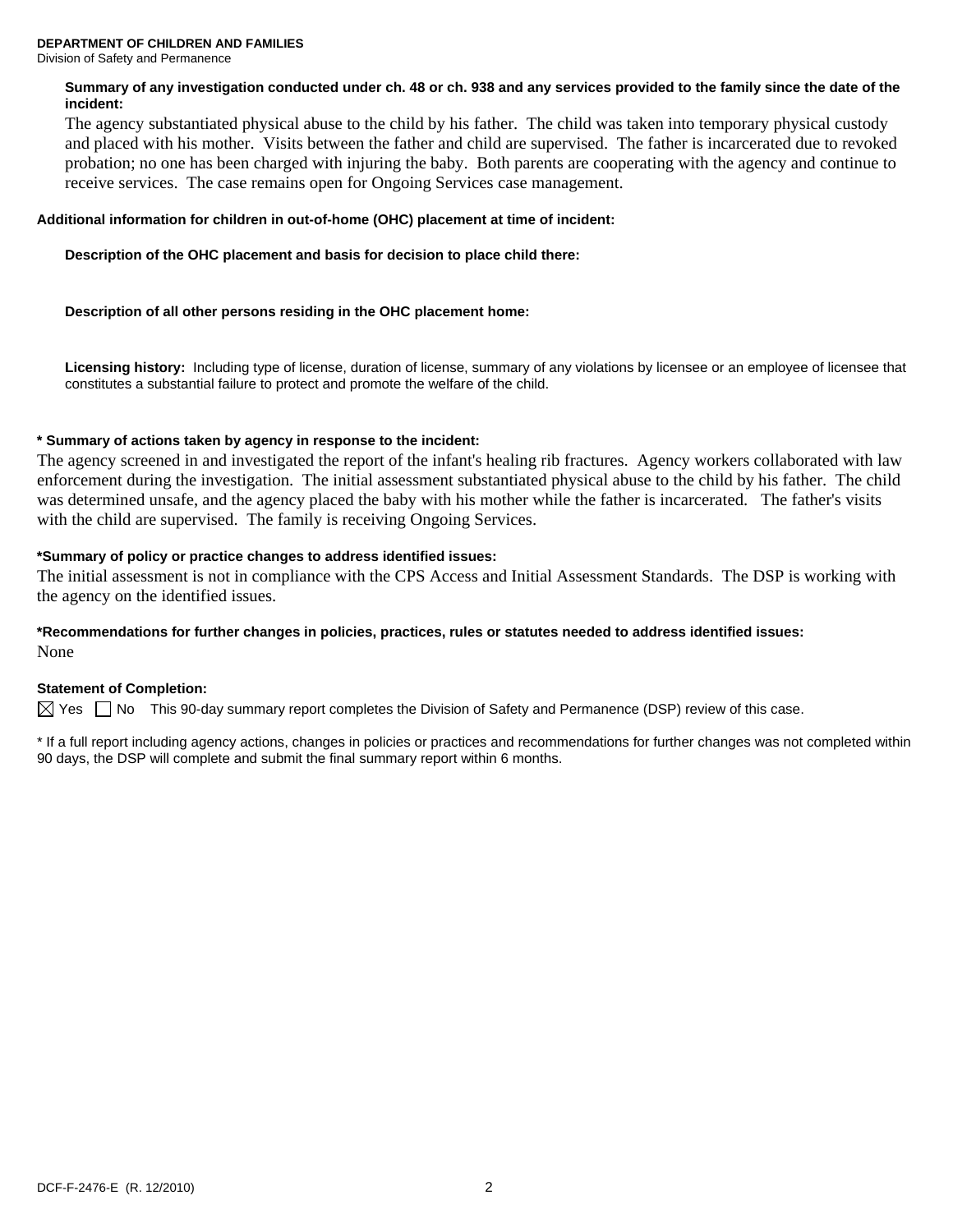**DEPARTMENT OF CHILDREN AND FAMILIES**
Division of Safety and Permanence

**Summary of any investigation conducted under ch. 48 or ch. 938 and any services provided to the family since the date of the incident:**

The agency substantiated physical abuse to the child by his father. The child was taken into temporary physical custody and placed with his mother. Visits between the father and child are supervised. The father is incarcerated due to revoked probation; no one has been charged with injuring the baby. Both parents are cooperating with the agency and continue to receive services. The case remains open for Ongoing Services case management.

**Additional information for children in out-of-home (OHC) placement at time of incident:**

**Description of the OHC placement and basis for decision to place child there:**

**Description of all other persons residing in the OHC placement home:**

**Licensing history:** Including type of license, duration of license, summary of any violations by licensee or an employee of licensee that constitutes a substantial failure to protect and promote the welfare of the child.

**\* Summary of actions taken by agency in response to the incident:**

The agency screened in and investigated the report of the infant's healing rib fractures. Agency workers collaborated with law enforcement during the investigation. The initial assessment substantiated physical abuse to the child by his father. The child was determined unsafe, and the agency placed the baby with his mother while the father is incarcerated. The father's visits with the child are supervised. The family is receiving Ongoing Services.

**\*Summary of policy or practice changes to address identified issues:**

The initial assessment is not in compliance with the CPS Access and Initial Assessment Standards. The DSP is working with the agency on the identified issues.

**\*Recommendations for further changes in policies, practices, rules or statutes needed to address identified issues:**

None

**Statement of Completion:**

☒ Yes ☐ No This 90-day summary report completes the Division of Safety and Permanence (DSP) review of this case.

\* If a full report including agency actions, changes in policies or practices and recommendations for further changes was not completed within 90 days, the DSP will complete and submit the final summary report within 6 months.

DCF-F-2476-E (R. 12/2010)